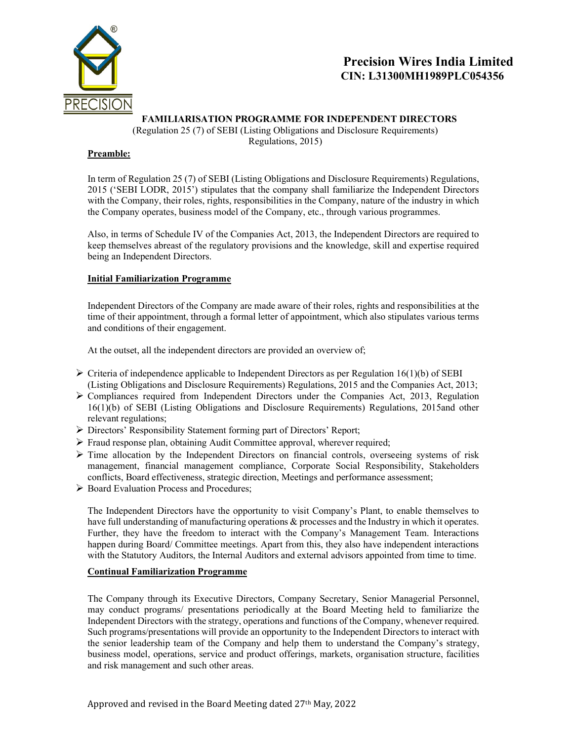# Precision Wires India Limited
## CIN: L31300MH1989PLC054356

### FAMILIARISATION PROGRAMME FOR INDEPENDENT DIRECTORS

(Regulation 25 (7) of SEBI (Listing Obligations and Disclosure Requirements) Regulations, 2015)

**Preamble:**

In term of Regulation 25 (7) of SEBI (Listing Obligations and Disclosure Requirements) Regulations, 2015 ('SEBI LODR, 2015') stipulates that the company shall familiarize the Independent Directors with the Company, their roles, rights, responsibilities in the Company, nature of the industry in which the Company operates, business model of the Company, etc., through various programmes.

Also, in terms of Schedule IV of the Companies Act, 2013, the Independent Directors are required to keep themselves abreast of the regulatory provisions and the knowledge, skill and expertise required being an Independent Directors.

**Initial Familiarization Programme**

Independent Directors of the Company are made aware of their roles, rights and responsibilities at the time of their appointment, through a formal letter of appointment, which also stipulates various terms and conditions of their engagement.

At the outset, all the independent directors are provided an overview of;

- Criteria of independence applicable to Independent Directors as per Regulation 16(1)(b) of SEBI (Listing Obligations and Disclosure Requirements) Regulations, 2015 and the Companies Act, 2013;
- Compliances required from Independent Directors under the Companies Act, 2013, Regulation 16(1)(b) of SEBI (Listing Obligations and Disclosure Requirements) Regulations, 2015and other relevant regulations;
- Directors' Responsibility Statement forming part of Directors' Report;
- Fraud response plan, obtaining Audit Committee approval, wherever required;
- Time allocation by the Independent Directors on financial controls, overseeing systems of risk management, financial management compliance, Corporate Social Responsibility, Stakeholders conflicts, Board effectiveness, strategic direction, Meetings and performance assessment;
- Board Evaluation Process and Procedures;

The Independent Directors have the opportunity to visit Company's Plant, to enable themselves to have full understanding of manufacturing operations & processes and the Industry in which it operates. Further, they have the freedom to interact with the Company's Management Team. Interactions happen during Board/ Committee meetings. Apart from this, they also have independent interactions with the Statutory Auditors, the Internal Auditors and external advisors appointed from time to time.

**Continual Familiarization Programme**

The Company through its Executive Directors, Company Secretary, Senior Managerial Personnel, may conduct programs/ presentations periodically at the Board Meeting held to familiarize the Independent Directors with the strategy, operations and functions of the Company, whenever required. Such programs/presentations will provide an opportunity to the Independent Directors to interact with the senior leadership team of the Company and help them to understand the Company's strategy, business model, operations, service and product offerings, markets, organisation structure, facilities and risk management and such other areas.

Approved and revised in the Board Meeting dated 27th May, 2022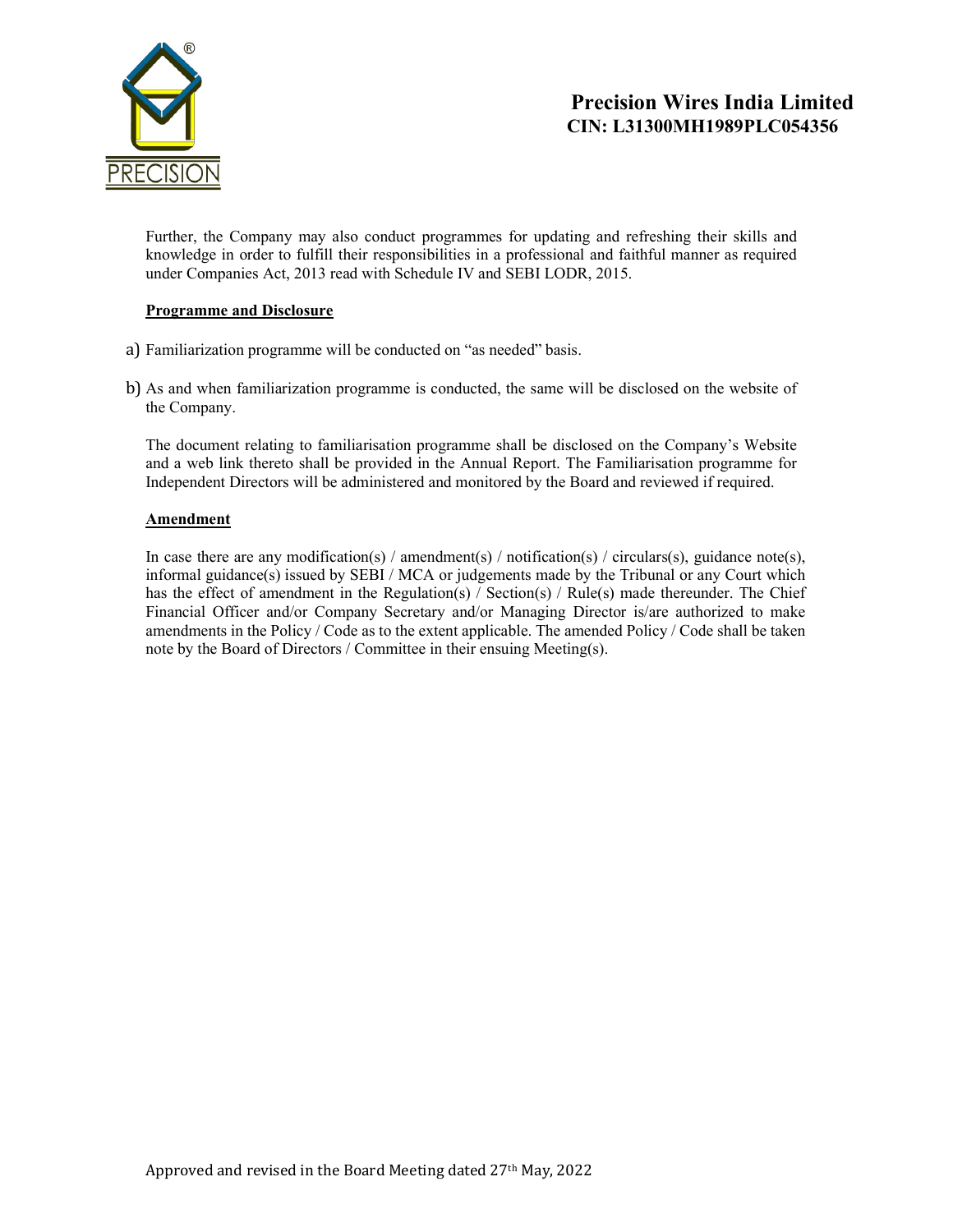Further, the Company may also conduct programmes for updating and refreshing their skills and knowledge in order to fulfill their responsibilities in a professional and faithful manner as required under Companies Act, 2013 read with Schedule IV and SEBI LODR, 2015.

**Programme and Disclosure**

a) Familiarization programme will be conducted on "as needed" basis.

b) As and when familiarization programme is conducted, the same will be disclosed on the website of the Company.

The document relating to familiarisation programme shall be disclosed on the Company's Website and a web link thereto shall be provided in the Annual Report. The Familiarisation programme for Independent Directors will be administered and monitored by the Board and reviewed if required.

**Amendment**

In case there are any modification(s) / amendment(s) / notification(s) / circulars(s), guidance note(s), informal guidance(s) issued by SEBI / MCA or judgements made by the Tribunal or any Court which has the effect of amendment in the Regulation(s) / Section(s) / Rule(s) made thereunder. The Chief Financial Officer and/or Company Secretary and/or Managing Director is/are authorized to make amendments in the Policy / Code as to the extent applicable. The amended Policy / Code shall be taken note by the Board of Directors / Committee in their ensuing Meeting(s).

Approved and revised in the Board Meeting dated 27th May, 2022